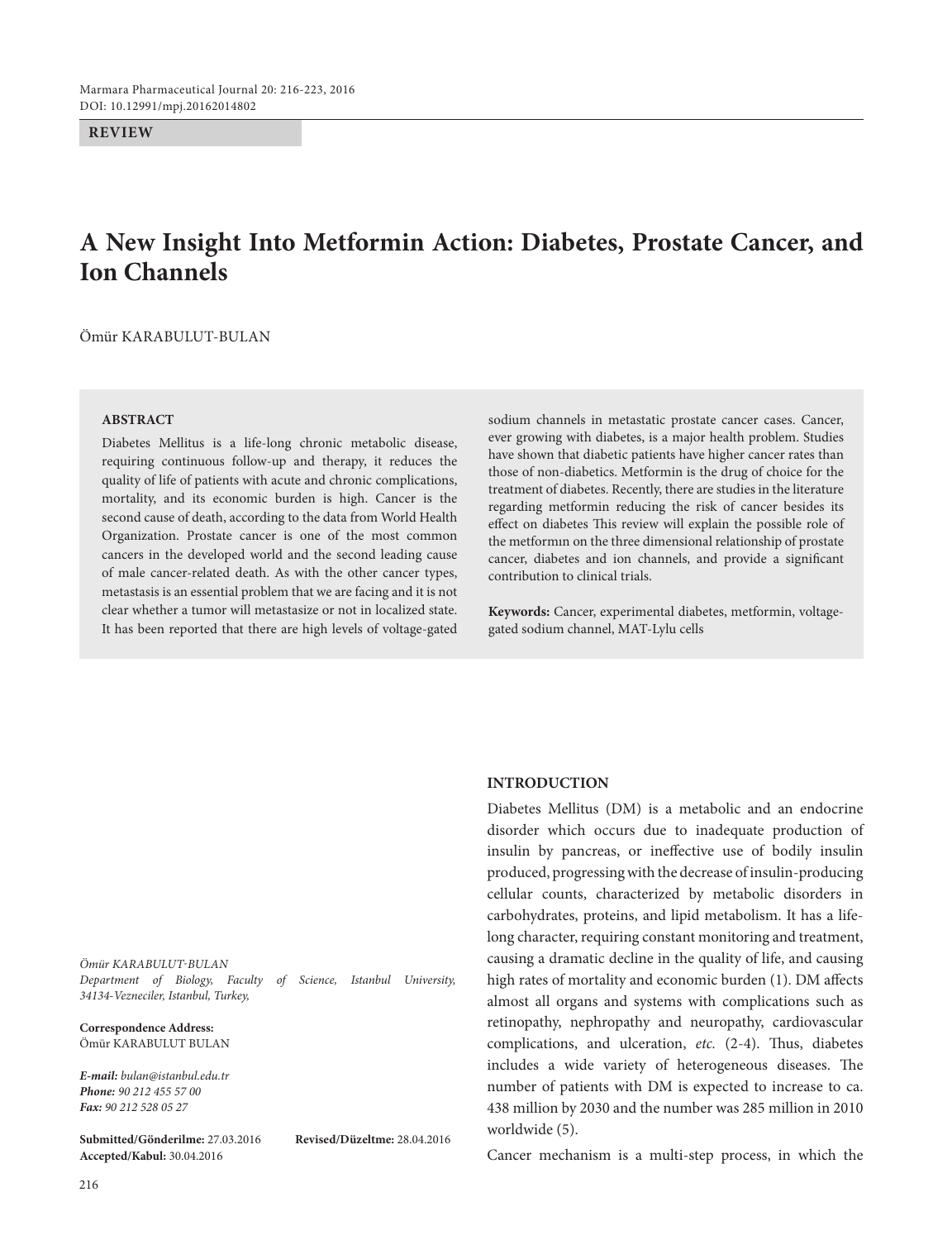REVIEW

# A New Insight Into Metformin Action: Diabetes, Prostate Cancer, and Ion Channels

Ömür KARABULUT-BULAN

## ABSTRACT

Diabetes Mellitus is a life-long chronic metabolic disease, requiring continuous follow-up and therapy, it reduces the quality of life of patients with acute and chronic complications, mortality, and its economic burden is high. Cancer is the second cause of death, according to the data from World Health Organization. Prostate cancer is one of the most common cancers in the developed world and the second leading cause of male cancer-related death. As with the other cancer types, metastasis is an essential problem that we are facing and it is not clear whether a tumor will metastasize or not in localized state. It has been reported that there are high levels of voltage-gated sodium channels in metastatic prostate cancer cases. Cancer, ever growing with diabetes, is a major health problem. Studies have shown that diabetic patients have higher cancer rates than those of non-diabetics. Metformin is the drug of choice for the treatment of diabetes. Recently, there are studies in the literature regarding metformin reducing the risk of cancer besides its effect on diabetes This review will explain the possible role of the metformın on the three dimensional relationship of prostate cancer, diabetes and ion channels, and provide a significant contribution to clinical trials.

**Keywords:** Cancer, experimental diabetes, metformin, voltage-gated sodium channel, MAT-Lylu cells

*Ömür KARABULUT-BULAN*
*Department of Biology, Faculty of Science, Istanbul University, 34134-Vezneciler, Istanbul, Turkey,*

**Correspondence Address:**
Ömür KARABULUT BULAN

***E-mail:*** *bulan@istanbul.edu.tr*
***Phone:*** *90 212 455 57 00*
***Fax:*** *90 212 528 05 27*

**Submitted/Gönderilme:** 27.03.2016 **Revised/Düzeltme:** 28.04.2016
**Accepted/Kabul:** 30.04.2016

## INTRODUCTION

Diabetes Mellitus (DM) is a metabolic and an endocrine disorder which occurs due to inadequate production of insulin by pancreas, or ineffective use of bodily insulin produced, progressing with the decrease of insulin-producing cellular counts, characterized by metabolic disorders in carbohydrates, proteins, and lipid metabolism. It has a life-long character, requiring constant monitoring and treatment, causing a dramatic decline in the quality of life, and causing high rates of mortality and economic burden (1). DM affects almost all organs and systems with complications such as retinopathy, nephropathy and neuropathy, cardiovascular complications, and ulceration, *etc.* (2-4). Thus, diabetes includes a wide variety of heterogeneous diseases. The number of patients with DM is expected to increase to ca. 438 million by 2030 and the number was 285 million in 2010 worldwide (5).

Cancer mechanism is a multi-step process, in which the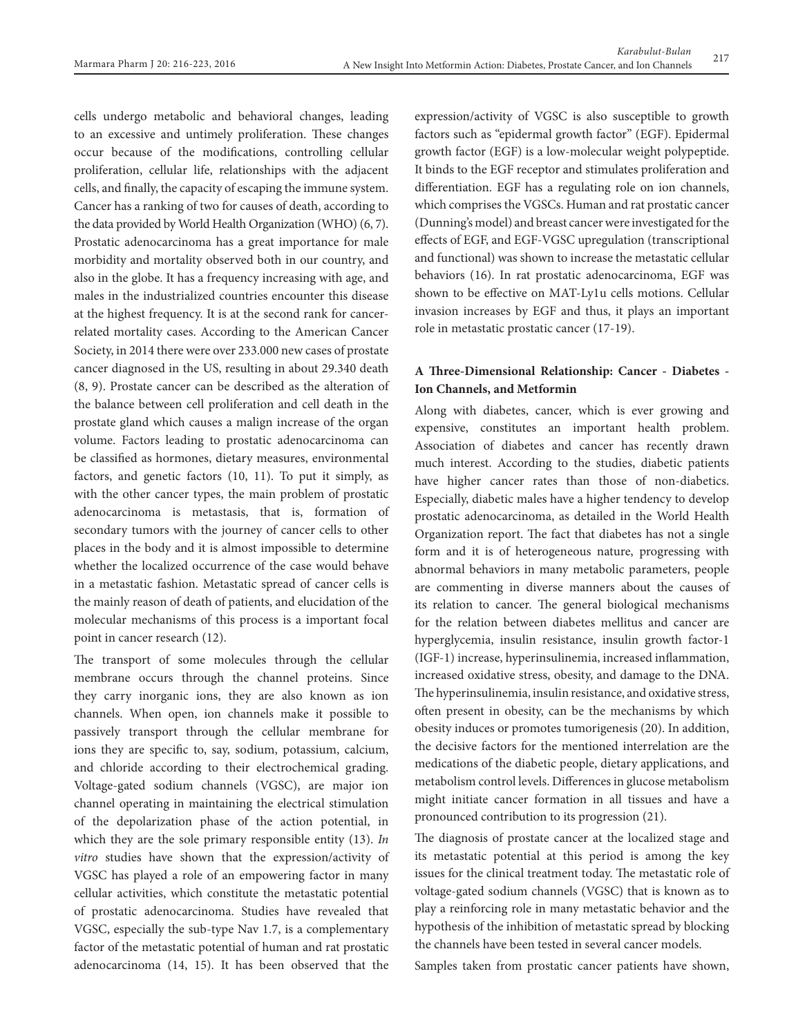cells undergo metabolic and behavioral changes, leading to an excessive and untimely proliferation. These changes occur because of the modifications, controlling cellular proliferation, cellular life, relationships with the adjacent cells, and finally, the capacity of escaping the immune system. Cancer has a ranking of two for causes of death, according to the data provided by World Health Organization (WHO) (6, 7). Prostatic adenocarcinoma has a great importance for male morbidity and mortality observed both in our country, and also in the globe. It has a frequency increasing with age, and males in the industrialized countries encounter this disease at the highest frequency. It is at the second rank for cancer-related mortality cases. According to the American Cancer Society, in 2014 there were over 233.000 new cases of prostate cancer diagnosed in the US, resulting in about 29.340 death (8, 9). Prostate cancer can be described as the alteration of the balance between cell proliferation and cell death in the prostate gland which causes a malign increase of the organ volume. Factors leading to prostatic adenocarcinoma can be classified as hormones, dietary measures, environmental factors, and genetic factors (10, 11). To put it simply, as with the other cancer types, the main problem of prostatic adenocarcinoma is metastasis, that is, formation of secondary tumors with the journey of cancer cells to other places in the body and it is almost impossible to determine whether the localized occurrence of the case would behave in a metastatic fashion. Metastatic spread of cancer cells is the mainly reason of death of patients, and elucidation of the molecular mechanisms of this process is a important focal point in cancer research (12).

The transport of some molecules through the cellular membrane occurs through the channel proteins. Since they carry inorganic ions, they are also known as ion channels. When open, ion channels make it possible to passively transport through the cellular membrane for ions they are specific to, say, sodium, potassium, calcium, and chloride according to their electrochemical grading. Voltage-gated sodium channels (VGSC), are major ion channel operating in maintaining the electrical stimulation of the depolarization phase of the action potential, in which they are the sole primary responsible entity (13). *In vitro* studies have shown that the expression/activity of VGSC has played a role of an empowering factor in many cellular activities, which constitute the metastatic potential of prostatic adenocarcinoma. Studies have revealed that VGSC, especially the sub-type Nav 1.7, is a complementary factor of the metastatic potential of human and rat prostatic adenocarcinoma (14, 15). It has been observed that the expression/activity of VGSC is also susceptible to growth factors such as "epidermal growth factor" (EGF). Epidermal growth factor (EGF) is a low-molecular weight polypeptide. It binds to the EGF receptor and stimulates proliferation and differentiation. EGF has a regulating role on ion channels, which comprises the VGSCs. Human and rat prostatic cancer (Dunning's model) and breast cancer were investigated for the effects of EGF, and EGF-VGSC upregulation (transcriptional and functional) was shown to increase the metastatic cellular behaviors (16). In rat prostatic adenocarcinoma, EGF was shown to be effective on MAT-Ly1u cells motions. Cellular invasion increases by EGF and thus, it plays an important role in metastatic prostatic cancer (17-19).

### A Three-Dimensional Relationship: Cancer - Diabetes - Ion Channels, and Metformin

Along with diabetes, cancer, which is ever growing and expensive, constitutes an important health problem. Association of diabetes and cancer has recently drawn much interest. According to the studies, diabetic patients have higher cancer rates than those of non-diabetics. Especially, diabetic males have a higher tendency to develop prostatic adenocarcinoma, as detailed in the World Health Organization report. The fact that diabetes has not a single form and it is of heterogeneous nature, progressing with abnormal behaviors in many metabolic parameters, people are commenting in diverse manners about the causes of its relation to cancer. The general biological mechanisms for the relation between diabetes mellitus and cancer are hyperglycemia, insulin resistance, insulin growth factor-1 (IGF-1) increase, hyperinsulinemia, increased inflammation, increased oxidative stress, obesity, and damage to the DNA. The hyperinsulinemia, insulin resistance, and oxidative stress, often present in obesity, can be the mechanisms by which obesity induces or promotes tumorigenesis (20). In addition, the decisive factors for the mentioned interrelation are the medications of the diabetic people, dietary applications, and metabolism control levels. Differences in glucose metabolism might initiate cancer formation in all tissues and have a pronounced contribution to its progression (21).

The diagnosis of prostate cancer at the localized stage and its metastatic potential at this period is among the key issues for the clinical treatment today. The metastatic role of voltage-gated sodium channels (VGSC) that is known as to play a reinforcing role in many metastatic behavior and the hypothesis of the inhibition of metastatic spread by blocking the channels have been tested in several cancer models.

Samples taken from prostatic cancer patients have shown,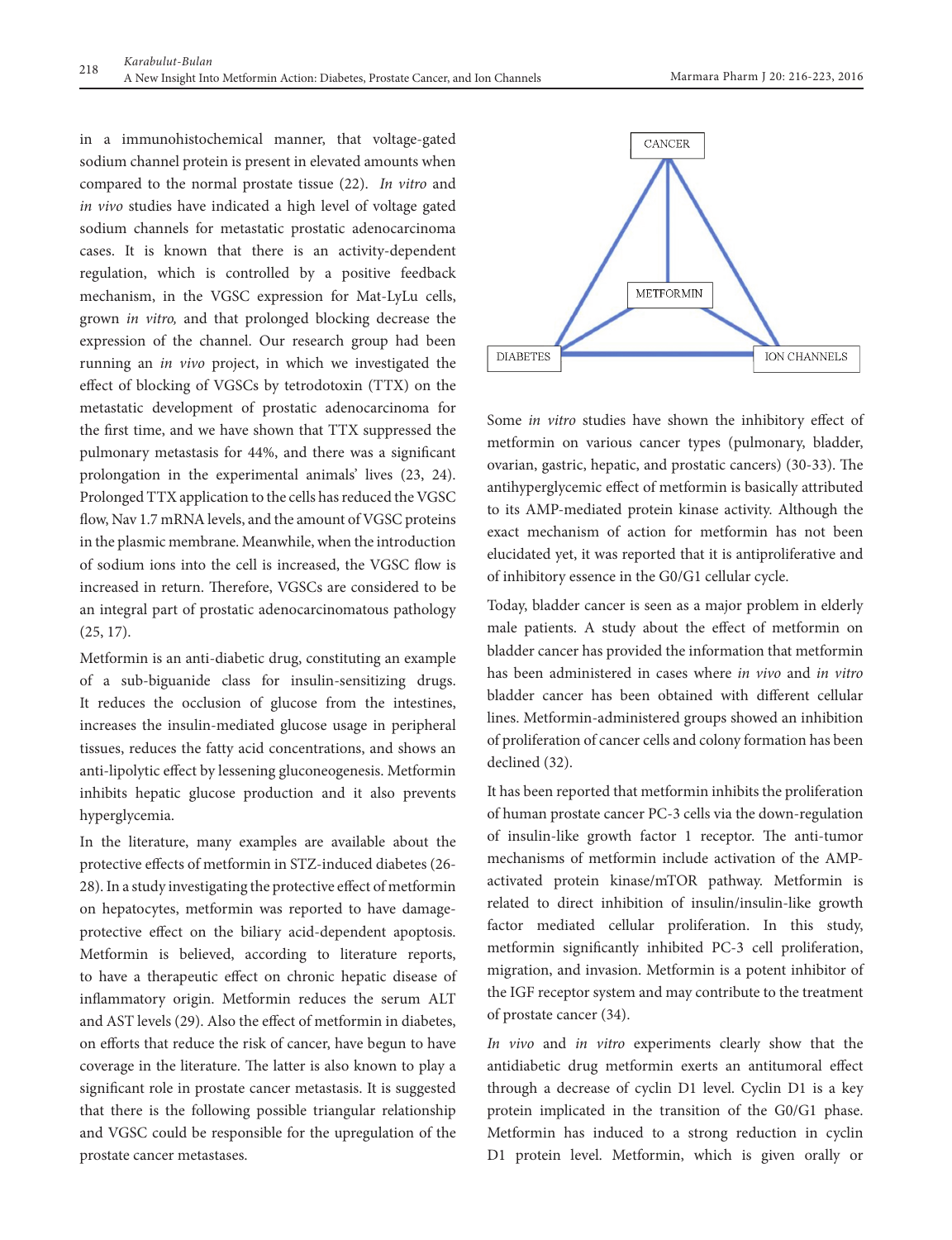in a immunohistochemical manner, that voltage-gated sodium channel protein is present in elevated amounts when compared to the normal prostate tissue (22). *In vitro* and *in vivo* studies have indicated a high level of voltage gated sodium channels for metastatic prostatic adenocarcinoma cases. It is known that there is an activity-dependent regulation, which is controlled by a positive feedback mechanism, in the VGSC expression for Mat-LyLu cells, grown *in vitro,* and that prolonged blocking decrease the expression of the channel. Our research group had been running an *in vivo* project, in which we investigated the effect of blocking of VGSCs by tetrodotoxin (TTX) on the metastatic development of prostatic adenocarcinoma for the first time, and we have shown that TTX suppressed the pulmonary metastasis for 44%, and there was a significant prolongation in the experimental animals' lives (23, 24). Prolonged TTX application to the cells has reduced the VGSC flow, Nav 1.7 mRNA levels, and the amount of VGSC proteins in the plasmic membrane. Meanwhile, when the introduction of sodium ions into the cell is increased, the VGSC flow is increased in return. Therefore, VGSCs are considered to be an integral part of prostatic adenocarcinomatous pathology (25, 17).

Metformin is an anti-diabetic drug, constituting an example of a sub-biguanide class for insulin-sensitizing drugs. It reduces the occlusion of glucose from the intestines, increases the insulin-mediated glucose usage in peripheral tissues, reduces the fatty acid concentrations, and shows an anti-lipolytic effect by lessening gluconeogenesis. Metformin inhibits hepatic glucose production and it also prevents hyperglycemia.

In the literature, many examples are available about the protective effects of metformin in STZ-induced diabetes (26-28). In a study investigating the protective effect of metformin on hepatocytes, metformin was reported to have damage-protective effect on the biliary acid-dependent apoptosis. Metformin is believed, according to literature reports, to have a therapeutic effect on chronic hepatic disease of inflammatory origin. Metformin reduces the serum ALT and AST levels (29). Also the effect of metformin in diabetes, on efforts that reduce the risk of cancer, have begun to have coverage in the literature. The latter is also known to play a significant role in prostate cancer metastasis. It is suggested that there is the following possible triangular relationship and VGSC could be responsible for the upregulation of the prostate cancer metastases.

CANCER

METFORMIN

DIABETES

ION CHANNELS

Some *in vitro* studies have shown the inhibitory effect of metformin on various cancer types (pulmonary, bladder, ovarian, gastric, hepatic, and prostatic cancers) (30-33). The antihyperglycemic effect of metformin is basically attributed to its AMP-mediated protein kinase activity. Although the exact mechanism of action for metformin has not been elucidated yet, it was reported that it is antiproliferative and of inhibitory essence in the G0/G1 cellular cycle.

Today, bladder cancer is seen as a major problem in elderly male patients. A study about the effect of metformin on bladder cancer has provided the information that metformin has been administered in cases where *in vivo* and *in vitro* bladder cancer has been obtained with different cellular lines. Metformin-administered groups showed an inhibition of proliferation of cancer cells and colony formation has been declined (32).

It has been reported that metformin inhibits the proliferation of human prostate cancer PC-3 cells via the down-regulation of insulin-like growth factor 1 receptor. The anti-tumor mechanisms of metformin include activation of the AMP-activated protein kinase/mTOR pathway. Metformin is related to direct inhibition of insulin/insulin-like growth factor mediated cellular proliferation. In this study, metformin significantly inhibited PC-3 cell proliferation, migration, and invasion. Metformin is a potent inhibitor of the IGF receptor system and may contribute to the treatment of prostate cancer (34).

*In vivo* and *in vitro* experiments clearly show that the antidiabetic drug metformin exerts an antitumoral effect through a decrease of cyclin D1 level. Cyclin D1 is a key protein implicated in the transition of the G0/G1 phase. Metformin has induced to a strong reduction in cyclin D1 protein level. Metformin, which is given orally or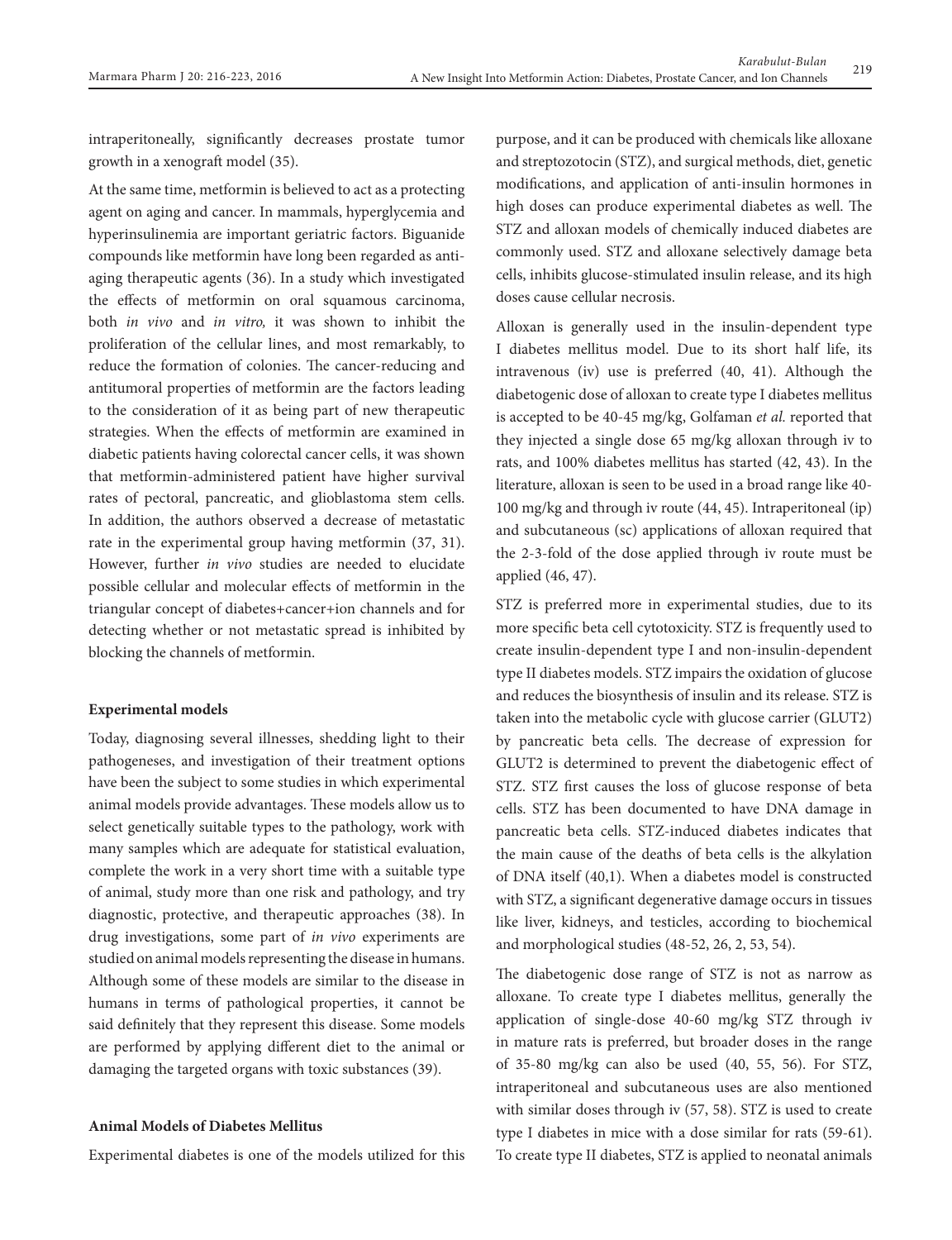intraperitoneally, significantly decreases prostate tumor growth in a xenograft model (35).

At the same time, metformin is believed to act as a protecting agent on aging and cancer. In mammals, hyperglycemia and hyperinsulinemia are important geriatric factors. Biguanide compounds like metformin have long been regarded as anti-aging therapeutic agents (36). In a study which investigated the effects of metformin on oral squamous carcinoma, both *in vivo* and *in vitro,* it was shown to inhibit the proliferation of the cellular lines, and most remarkably, to reduce the formation of colonies. The cancer-reducing and antitumoral properties of metformin are the factors leading to the consideration of it as being part of new therapeutic strategies. When the effects of metformin are examined in diabetic patients having colorectal cancer cells, it was shown that metformin-administered patient have higher survival rates of pectoral, pancreatic, and glioblastoma stem cells. In addition, the authors observed a decrease of metastatic rate in the experimental group having metformin (37, 31). However, further *in vivo* studies are needed to elucidate possible cellular and molecular effects of metformin in the triangular concept of diabetes+cancer+ion channels and for detecting whether or not metastatic spread is inhibited by blocking the channels of metformin.

**Experimental models**

Today, diagnosing several illnesses, shedding light to their pathogeneses, and investigation of their treatment options have been the subject to some studies in which experimental animal models provide advantages. These models allow us to select genetically suitable types to the pathology, work with many samples which are adequate for statistical evaluation, complete the work in a very short time with a suitable type of animal, study more than one risk and pathology, and try diagnostic, protective, and therapeutic approaches (38). In drug investigations, some part of *in vivo* experiments are studied on animal models representing the disease in humans. Although some of these models are similar to the disease in humans in terms of pathological properties, it cannot be said definitely that they represent this disease. Some models are performed by applying different diet to the animal or damaging the targeted organs with toxic substances (39).

**Animal Models of Diabetes Mellitus**

Experimental diabetes is one of the models utilized for this purpose, and it can be produced with chemicals like alloxane and streptozotocin (STZ), and surgical methods, diet, genetic modifications, and application of anti-insulin hormones in high doses can produce experimental diabetes as well. The STZ and alloxan models of chemically induced diabetes are commonly used. STZ and alloxane selectively damage beta cells, inhibits glucose-stimulated insulin release, and its high doses cause cellular necrosis.

Alloxan is generally used in the insulin-dependent type I diabetes mellitus model. Due to its short half life, its intravenous (iv) use is preferred (40, 41). Although the diabetogenic dose of alloxan to create type I diabetes mellitus is accepted to be 40-45 mg/kg, Golfaman *et al.* reported that they injected a single dose 65 mg/kg alloxan through iv to rats, and 100% diabetes mellitus has started (42, 43). In the literature, alloxan is seen to be used in a broad range like 40-100 mg/kg and through iv route (44, 45). Intraperitoneal (ip) and subcutaneous (sc) applications of alloxan required that the 2-3-fold of the dose applied through iv route must be applied (46, 47).

STZ is preferred more in experimental studies, due to its more specific beta cell cytotoxicity. STZ is frequently used to create insulin-dependent type I and non-insulin-dependent type II diabetes models. STZ impairs the oxidation of glucose and reduces the biosynthesis of insulin and its release. STZ is taken into the metabolic cycle with glucose carrier (GLUT2) by pancreatic beta cells. The decrease of expression for GLUT2 is determined to prevent the diabetogenic effect of STZ. STZ first causes the loss of glucose response of beta cells. STZ has been documented to have DNA damage in pancreatic beta cells. STZ-induced diabetes indicates that the main cause of the deaths of beta cells is the alkylation of DNA itself (40,1). When a diabetes model is constructed with STZ, a significant degenerative damage occurs in tissues like liver, kidneys, and testicles, according to biochemical and morphological studies (48-52, 26, 2, 53, 54).

The diabetogenic dose range of STZ is not as narrow as alloxane. To create type I diabetes mellitus, generally the application of single-dose 40-60 mg/kg STZ through iv in mature rats is preferred, but broader doses in the range of 35-80 mg/kg can also be used (40, 55, 56). For STZ, intraperitoneal and subcutaneous uses are also mentioned with similar doses through iv (57, 58). STZ is used to create type I diabetes in mice with a dose similar for rats (59-61). To create type II diabetes, STZ is applied to neonatal animals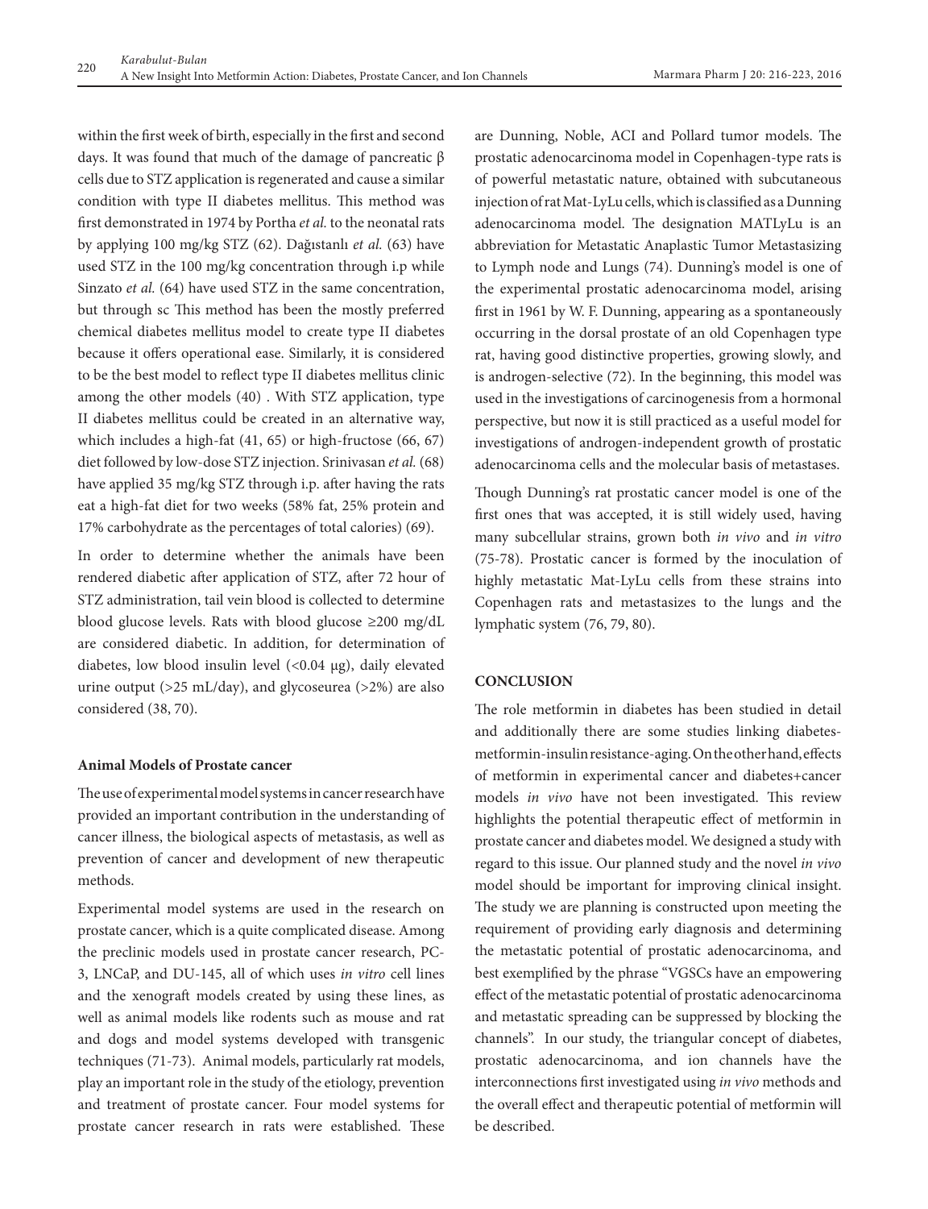within the first week of birth, especially in the first and second days. It was found that much of the damage of pancreatic β cells due to STZ application is regenerated and cause a similar condition with type II diabetes mellitus. This method was first demonstrated in 1974 by Portha *et al.* to the neonatal rats by applying 100 mg/kg STZ (62). Dağıstanlı *et al.* (63) have used STZ in the 100 mg/kg concentration through i.p while Sinzato *et al.* (64) have used STZ in the same concentration, but through sc This method has been the mostly preferred chemical diabetes mellitus model to create type II diabetes because it offers operational ease. Similarly, it is considered to be the best model to reflect type II diabetes mellitus clinic among the other models (40) . With STZ application, type II diabetes mellitus could be created in an alternative way, which includes a high-fat (41, 65) or high-fructose (66, 67) diet followed by low-dose STZ injection. Srinivasan *et al.* (68) have applied 35 mg/kg STZ through i.p. after having the rats eat a high-fat diet for two weeks (58% fat, 25% protein and 17% carbohydrate as the percentages of total calories) (69).

In order to determine whether the animals have been rendered diabetic after application of STZ, after 72 hour of STZ administration, tail vein blood is collected to determine blood glucose levels. Rats with blood glucose ≥200 mg/dL are considered diabetic. In addition, for determination of diabetes, low blood insulin level (<0.04 µg), daily elevated urine output (>25 mL/day), and glycoseurea (>2%) are also considered (38, 70).

**Animal Models of Prostate cancer**

The use of experimental model systems in cancer research have provided an important contribution in the understanding of cancer illness, the biological aspects of metastasis, as well as prevention of cancer and development of new therapeutic methods.

Experimental model systems are used in the research on prostate cancer, which is a quite complicated disease. Among the preclinic models used in prostate cancer research, PC-3, LNCaP, and DU-145, all of which uses *in vitro* cell lines and the xenograft models created by using these lines, as well as animal models like rodents such as mouse and rat and dogs and model systems developed with transgenic techniques (71-73). Animal models, particularly rat models, play an important role in the study of the etiology, prevention and treatment of prostate cancer. Four model systems for prostate cancer research in rats were established. These are Dunning, Noble, ACI and Pollard tumor models. The prostatic adenocarcinoma model in Copenhagen-type rats is of powerful metastatic nature, obtained with subcutaneous injection of rat Mat-LyLu cells, which is classified as a Dunning adenocarcinoma model. The designation MATLyLu is an abbreviation for Metastatic Anaplastic Tumor Metastasizing to Lymph node and Lungs (74). Dunning's model is one of the experimental prostatic adenocarcinoma model, arising first in 1961 by W. F. Dunning, appearing as a spontaneously occurring in the dorsal prostate of an old Copenhagen type rat, having good distinctive properties, growing slowly, and is androgen-selective (72). In the beginning, this model was used in the investigations of carcinogenesis from a hormonal perspective, but now it is still practiced as a useful model for investigations of androgen-independent growth of prostatic adenocarcinoma cells and the molecular basis of metastases.

Though Dunning's rat prostatic cancer model is one of the first ones that was accepted, it is still widely used, having many subcellular strains, grown both *in vivo* and *in vitro* (75-78). Prostatic cancer is formed by the inoculation of highly metastatic Mat-LyLu cells from these strains into Copenhagen rats and metastasizes to the lungs and the lymphatic system (76, 79, 80).

**CONCLUSION**

The role metformin in diabetes has been studied in detail and additionally there are some studies linking diabetes-metformin-insulin resistance-aging. On the other hand, effects of metformin in experimental cancer and diabetes+cancer models *in vivo* have not been investigated. This review highlights the potential therapeutic effect of metformin in prostate cancer and diabetes model. We designed a study with regard to this issue. Our planned study and the novel *in vivo* model should be important for improving clinical insight. The study we are planning is constructed upon meeting the requirement of providing early diagnosis and determining the metastatic potential of prostatic adenocarcinoma, and best exemplified by the phrase "VGSCs have an empowering effect of the metastatic potential of prostatic adenocarcinoma and metastatic spreading can be suppressed by blocking the channels". In our study, the triangular concept of diabetes, prostatic adenocarcinoma, and ion channels have the interconnections first investigated using *in vivo* methods and the overall effect and therapeutic potential of metformin will be described.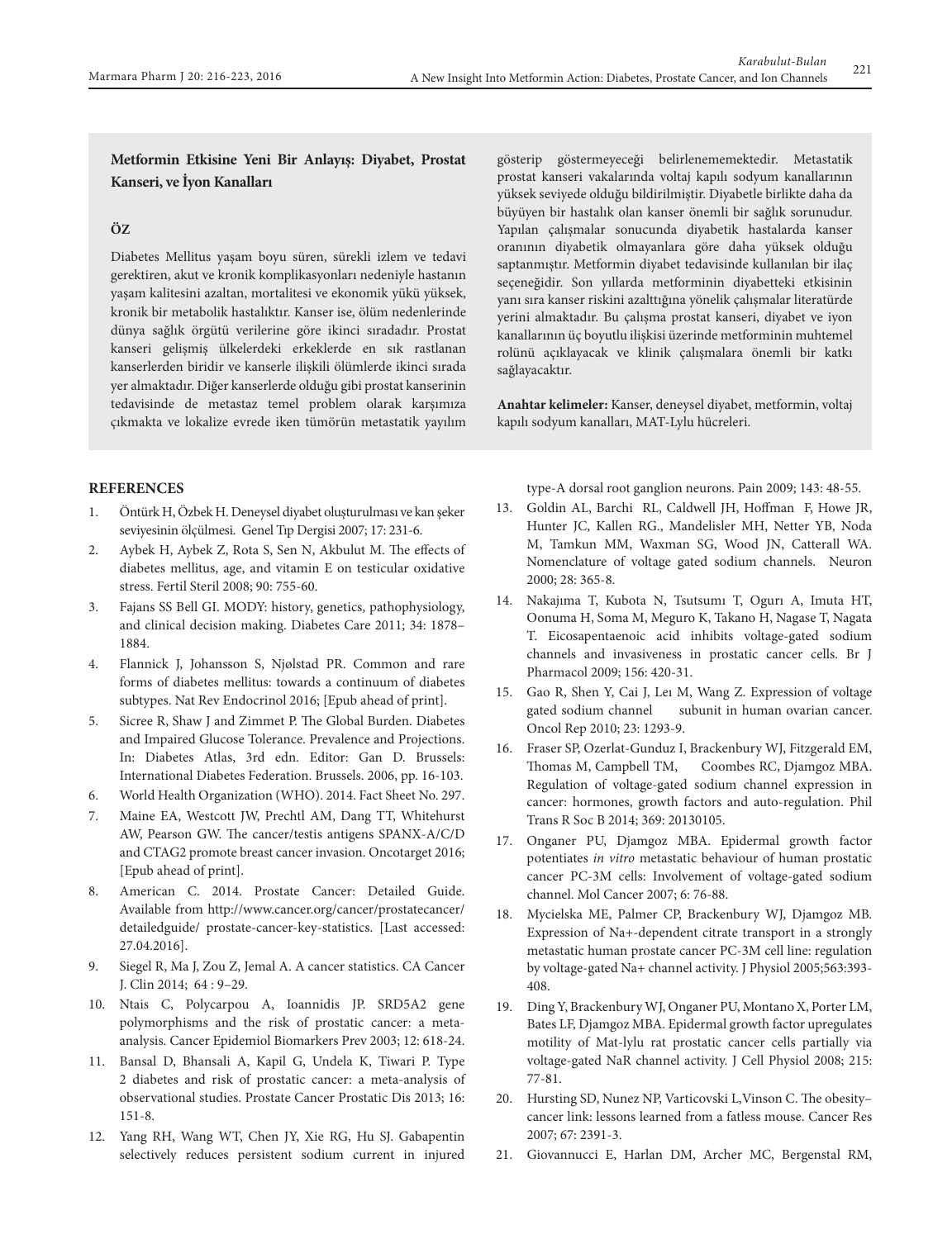## Metformin Etkisine Yeni Bir Anlayış: Diyabet, Prostat Kanseri, ve İyon Kanalları

### ÖZ

Diabetes Mellitus yaşam boyu süren, sürekli izlem ve tedavi gerektiren, akut ve kronik komplikasyonları nedeniyle hastanın yaşam kalitesini azaltan, mortalitesi ve ekonomik yükü yüksek, kronik bir metabolik hastalıktır. Kanser ise, ölüm nedenlerinde dünya sağlık örgütü verilerine göre ikinci sıradadır. Prostat kanseri gelişmiş ülkelerdeki erkeklerde en sık rastlanan kanserlerden biridir ve kanserle ilişkili ölümlerde ikinci sırada yer almaktadır. Diğer kanserlerde olduğu gibi prostat kanserinin tedavisinde de metastaz temel problem olarak karşımıza çıkmakta ve lokalize evrede iken tümörün metastatik yayılım gösterip göstermeyeceği belirlenememektedir. Metastatik prostat kanseri vakalarında voltaj kapılı sodyum kanallarının yüksek seviyede olduğu bildirilmiştir. Diyabetle birlikte daha da büyüyen bir hastalık olan kanser önemli bir sağlık sorunudur. Yapılan çalışmalar sonucunda diyabetik hastalarda kanser oranının diyabetik olmayanlara göre daha yüksek olduğu saptanmıştır. Metformin diyabet tedavisinde kullanılan bir ilaç seçeneğidir. Son yıllarda metforminin diyabetteki etkisinin yanı sıra kanser riskini azalttığına yönelik çalışmalar literatürde yerini almaktadır. Bu çalışma prostat kanseri, diyabet ve iyon kanallarının üç boyutlu ilişkisi üzerinde metforminin muhtemel rolünü açıklayacak ve klinik çalışmalara önemli bir katkı sağlayacaktır.

**Anahtar kelimeler:** Kanser, deneysel diyabet, metformin, voltaj kapılı sodyum kanalları, MAT-Lylu hücreleri.

## REFERENCES

1. Öntürk H, Özbek H. Deneysel diyabet oluşturulması ve kan şeker seviyesinin ölçülmesi. Genel Tıp Dergisi 2007; 17: 231-6.
2. Aybek H, Aybek Z, Rota S, Sen N, Akbulut M. The effects of diabetes mellitus, age, and vitamin E on testicular oxidative stress. Fertil Steril 2008; 90: 755-60.
3. Fajans SS Bell GI. MODY: history, genetics, pathophysiology, and clinical decision making. Diabetes Care 2011; 34: 1878–1884.
4. Flannick J, Johansson S, Njølstad PR. Common and rare forms of diabetes mellitus: towards a continuum of diabetes subtypes. Nat Rev Endocrinol 2016; [Epub ahead of print].
5. Sicree R, Shaw J and Zimmet P. The Global Burden. Diabetes and Impaired Glucose Tolerance. Prevalence and Projections. In: Diabetes Atlas, 3rd edn. Editor: Gan D. Brussels: International Diabetes Federation. Brussels. 2006, pp. 16-103.
6. World Health Organization (WHO). 2014. Fact Sheet No. 297.
7. Maine EA, Westcott JW, Prechtl AM, Dang TT, Whitehurst AW, Pearson GW. The cancer/testis antigens SPANX-A/C/D and CTAG2 promote breast cancer invasion. Oncotarget 2016; [Epub ahead of print].
8. American C. 2014. Prostate Cancer: Detailed Guide. Available from http://www.cancer.org/cancer/prostatecancer/detailedguide/ prostate-cancer-key-statistics. [Last accessed: 27.04.2016].
9. Siegel R, Ma J, Zou Z, Jemal A. A cancer statistics. CA Cancer J. Clin 2014; 64 : 9–29.
10. Ntais C, Polycarpou A, Ioannidis JP. SRD5A2 gene polymorphisms and the risk of prostate cancer: a meta-analysis. Cancer Epidemiol Biomarkers Prev 2003; 12: 618-24.
11. Bansal D, Bhansali A, Kapil G, Undela K, Tiwari P. Type 2 diabetes and risk of prostatic cancer: a meta-analysis of observational studies. Prostate Cancer Prostatic Dis 2013; 16: 151-8.
12. Yang RH, Wang WT, Chen JY, Xie RG, Hu SJ. Gabapentin selectively reduces persistent sodium current in injured type-A dorsal root ganglion neurons. Pain 2009; 143: 48-55.
13. Goldin AL, Barchi RL, Caldwell JH, Hoffman F, Howe JR, Hunter JC, Kallen RG., Mandelisler MH, Netter YB, Noda M, Tamkun MM, Waxman SG, Wood JN, Catterall WA. Nomenclature of voltage gated sodium channels. Neuron 2000; 28: 365-8.
14. Nakajıma T, Kubota N, Tsutsumı T, Ogurı A, Imuta HT, Oonuma H, Soma M, Meguro K, Takano H, Nagase T, Nagata T. Eicosapentaenoic acid inhibits voltage-gated sodium channels and invasiveness in prostatic cancer cells. Br J Pharmacol 2009; 156: 420-31.
15. Gao R, Shen Y, Cai J, Leı M, Wang Z. Expression of voltage gated sodium channel subunit in human ovarian cancer. Oncol Rep 2010; 23: 1293-9.
16. Fraser SP, Ozerlat-Gunduz I, Brackenbury WJ, Fitzgerald EM, Thomas M, Campbell TM, Coombes RC, Djamgoz MBA. Regulation of voltage-gated sodium channel expression in cancer: hormones, growth factors and auto-regulation. Phil Trans R Soc B 2014; 369: 20130105.
17. Onganer PU, Djamgoz MBA. Epidermal growth factor potentiates *in vitro* metastatic behaviour of human prostatic cancer PC-3M cells: Involvement of voltage-gated sodium channel. Mol Cancer 2007; 6: 76-88.
18. Mycielska ME, Palmer CP, Brackenbury WJ, Djamgoz MB. Expression of Na+-dependent citrate transport in a strongly metastatic human prostate cancer PC-3M cell line: regulation by voltage-gated Na+ channel activity. J Physiol 2005;563:393-408.
19. Ding Y, Brackenbury WJ, Onganer PU, Montano X, Porter LM, Bates LF, Djamgoz MBA. Epidermal growth factor upregulates motility of Mat-lylu rat prostatic cancer cells partially via voltage-gated NaR channel activity. J Cell Physiol 2008; 215: 77-81.
20. Hursting SD, Nunez NP, Varticovski L,Vinson C. The obesity–cancer link: lessons learned from a fatless mouse. Cancer Res 2007; 67: 2391-3.
21. Giovannucci E, Harlan DM, Archer MC, Bergenstal RM,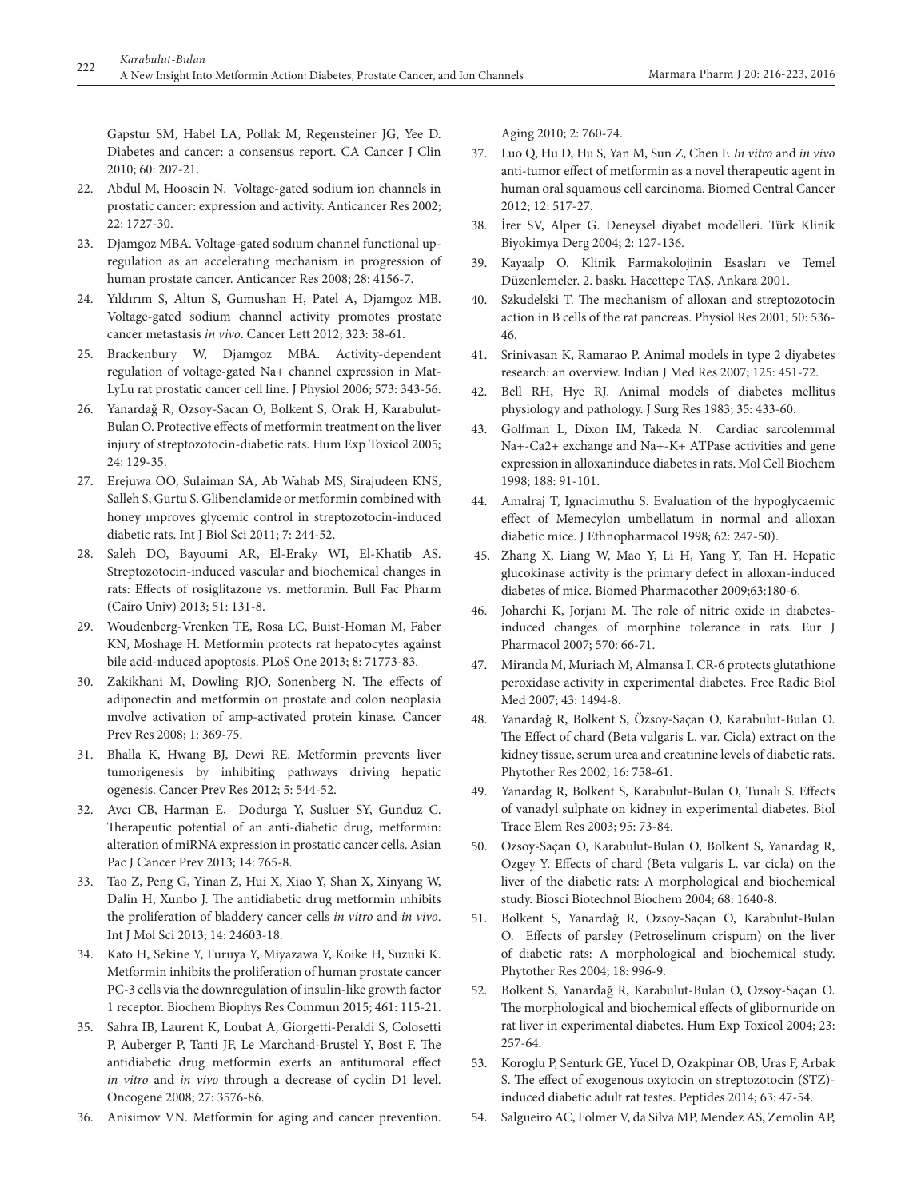Gapstur SM, Habel LA, Pollak M, Regensteiner JG, Yee D. Diabetes and cancer: a consensus report. CA Cancer J Clin 2010; 60: 207-21.

22. Abdul M, Hoosein N. Voltage-gated sodium ion channels in prostatic cancer: expression and activity. Anticancer Res 2002; 22: 1727-30.
23. Djamgoz MBA. Voltage-gated sodıum channel functional upregulation as an acceleratıng mechanism in progression of human prostate cancer. Anticancer Res 2008; 28: 4156-7.
24. Yıldırım S, Altun S, Gumushan H, Patel A, Djamgoz MB. Voltage-gated sodium channel activity promotes prostate cancer metastasis *in vivo*. Cancer Lett 2012; 323: 58-61.
25. Brackenbury W, Djamgoz MBA. Activity-dependent regulation of voltage-gated Na+ channel expression in Mat-LyLu rat prostatic cancer cell line. J Physiol 2006; 573: 343-56.
26. Yanardağ R, Ozsoy-Sacan O, Bolkent S, Orak H, Karabulut-Bulan O. Protective effects of metformin treatment on the liver injury of streptozotocin-diabetic rats. Hum Exp Toxicol 2005; 24: 129-35.
27. Erejuwa OO, Sulaiman SA, Ab Wahab MS, Sirajudeen KNS, Salleh S, Gurtu S. Glibenclamide or metformin combined with honey ımproves glycemic control in streptozotocin-induced diabetic rats. Int J Biol Sci 2011; 7: 244-52.
28. Saleh DO, Bayoumi AR, El-Eraky WI, El-Khatib AS. Streptozotocin-induced vascular and biochemical changes in rats: Effects of rosiglitazone vs. metformin. Bull Fac Pharm (Cairo Univ) 2013; 51: 131-8.
29. Woudenberg-Vrenken TE, Rosa LC, Buist-Homan M, Faber KN, Moshage H. Metformin protects rat hepatocytes against bile acid-ınduced apoptosis. PLoS One 2013; 8: 71773-83.
30. Zakikhani M, Dowling RJO, Sonenberg N. The effects of adiponectin and metformin on prostate and colon neoplasia ınvolve activation of amp-activated protein kinase. Cancer Prev Res 2008; 1: 369-75.
31. Bhalla K, Hwang BJ, Dewi RE. Metformin prevents liver tumorigenesis by inhibiting pathways driving hepatic ogenesis. Cancer Prev Res 2012; 5: 544-52.
32. Avcı CB, Harman E, Dodurga Y, Susluer SY, Gunduz C. Therapeutic potential of an anti-diabetic drug, metformin: alteration of miRNA expression in prostatic cancer cells. Asian Pac J Cancer Prev 2013; 14: 765-8.
33. Tao Z, Peng G, Yinan Z, Hui X, Xiao Y, Shan X, Xinyang W, Dalin H, Xunbo J. The antidiabetic drug metformin ınhibits the proliferation of bladdery cancer cells *in vitro* and *in vivo*. Int J Mol Sci 2013; 14: 24603-18.
34. Kato H, Sekine Y, Furuya Y, Miyazawa Y, Koike H, Suzuki K. Metformin inhibits the proliferation of human prostate cancer PC-3 cells via the downregulation of insulin-like growth factor 1 receptor. Biochem Biophys Res Commun 2015; 461: 115-21.
35. Sahra IB, Laurent K, Loubat A, Giorgetti-Peraldi S, Colosetti P, Auberger P, Tanti JF, Le Marchand-Brustel Y, Bost F. The antidiabetic drug metformin exerts an antitumoral effect *in vitro* and *in vivo* through a decrease of cyclin D1 level. Oncogene 2008; 27: 3576-86.
36. Anisimov VN. Metformin for aging and cancer prevention. Aging 2010; 2: 760-74.
37. Luo Q, Hu D, Hu S, Yan M, Sun Z, Chen F. *In vitro* and *in vivo* anti-tumor effect of metformin as a novel therapeutic agent in human oral squamous cell carcinoma. Biomed Central Cancer 2012; 12: 517-27.
38. İrer SV, Alper G. Deneysel diyabet modelleri. Türk Klinik Biyokimya Derg 2004; 2: 127-136.
39. Kayaalp O. Klinik Farmakolojinin Esasları ve Temel Düzenlemeler. 2. baskı. Hacettepe TAŞ, Ankara 2001.
40. Szkudelski T. The mechanism of alloxan and streptozotocin action in B cells of the rat pancreas. Physiol Res 2001; 50: 536-46.
41. Srinivasan K, Ramarao P. Animal models in type 2 diyabetes research: an overview. Indian J Med Res 2007; 125: 451-72.
42. Bell RH, Hye RJ. Animal models of diabetes mellitus physiology and pathology. J Surg Res 1983; 35: 433-60.
43. Golfman L, Dixon IM, Takeda N. Cardiac sarcolemmal Na+-Ca2+ exchange and Na+-K+ ATPase activities and gene expression in alloxaninduce diabetes in rats. Mol Cell Biochem 1998; 188: 91-101.
44. Amalraj T, Ignacimuthu S. Evaluation of the hypoglycaemic effect of Memecylon umbellatum in normal and alloxan diabetic mice. J Ethnopharmacol 1998; 62: 247-50).
45. Zhang X, Liang W, Mao Y, Li H, Yang Y, Tan H. Hepatic glucokinase activity is the primary defect in alloxan-induced diabetes of mice. Biomed Pharmacother 2009;63:180-6.
46. Joharchi K, Jorjani M. The role of nitric oxide in diabetes-induced changes of morphine tolerance in rats. Eur J Pharmacol 2007; 570: 66-71.
47. Miranda M, Muriach M, Almansa I. CR-6 protects glutathione peroxidase activity in experimental diabetes. Free Radic Biol Med 2007; 43: 1494-8.
48. Yanardağ R, Bolkent S, Özsoy-Saçan O, Karabulut-Bulan O. The Effect of chard (Beta vulgaris L. var. Cicla) extract on the kidney tissue, serum urea and creatinine levels of diabetic rats. Phytother Res 2002; 16: 758-61.
49. Yanardag R, Bolkent S, Karabulut-Bulan O, Tunalı S. Effects of vanadyl sulphate on kidney in experimental diabetes. Biol Trace Elem Res 2003; 95: 73-84.
50. Ozsoy-Saçan O, Karabulut-Bulan O, Bolkent S, Yanardag R, Ozgey Y. Effects of chard (Beta vulgaris L. var cicla) on the liver of the diabetic rats: A morphological and biochemical study. Biosci Biotechnol Biochem 2004; 68: 1640-8.
51. Bolkent S, Yanardağ R, Ozsoy-Saçan O, Karabulut-Bulan O. Effects of parsley (Petroselinum crispum) on the liver of diabetic rats: A morphological and biochemical study. Phytother Res 2004; 18: 996-9.
52. Bolkent S, Yanardağ R, Karabulut-Bulan O, Ozsoy-Saçan O. The morphological and biochemical effects of glibornuride on rat liver in experimental diabetes. Hum Exp Toxicol 2004; 23: 257-64.
53. Koroglu P, Senturk GE, Yucel D, Ozakpinar OB, Uras F, Arbak S. The effect of exogenous oxytocin on streptozotocin (STZ)-induced diabetic adult rat testes. Peptides 2014; 63: 47-54.
54. Salgueiro AC, Folmer V, da Silva MP, Mendez AS, Zemolin AP,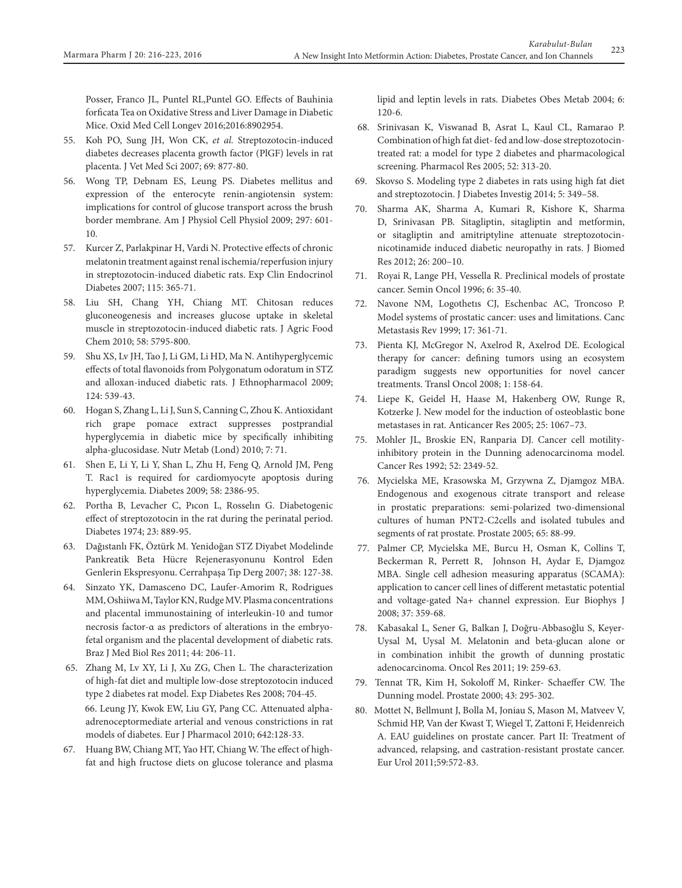Posser, Franco JL, Puntel RL,Puntel GO. Effects of Bauhinia forficata Tea on Oxidative Stress and Liver Damage in Diabetic Mice. Oxid Med Cell Longev 2016;2016:8902954.

55. Koh PO, Sung JH, Won CK, *et al.* Streptozotocin-induced diabetes decreases placenta growth factor (PlGF) levels in rat placenta. J Vet Med Sci 2007; 69: 877-80.

56. Wong TP, Debnam ES, Leung PS. Diabetes mellitus and expression of the enterocyte renin-angiotensin system: implications for control of glucose transport across the brush border membrane. Am J Physiol Cell Physiol 2009; 297: 601-10.

57. Kurcer Z, Parlakpinar H, Vardi N. Protective effects of chronic melatonin treatment against renal ischemia/reperfusion injury in streptozotocin-induced diabetic rats. Exp Clin Endocrinol Diabetes 2007; 115: 365-71.

58. Liu SH, Chang YH, Chiang MT. Chitosan reduces gluconeogenesis and increases glucose uptake in skeletal muscle in streptozotocin-induced diabetic rats. J Agric Food Chem 2010; 58: 5795-800.

59. Shu XS, Lv JH, Tao J, Li GM, Li HD, Ma N. Antihyperglycemic effects of total flavonoids from Polygonatum odoratum in STZ and alloxan-induced diabetic rats. J Ethnopharmacol 2009; 124: 539-43.

60. Hogan S, Zhang L, Li J, Sun S, Canning C, Zhou K. Antioxidant rich grape pomace extract suppresses postprandial hyperglycemia in diabetic mice by specifically inhibiting alpha-glucosidase. Nutr Metab (Lond) 2010; 7: 71.

61. Shen E, Li Y, Li Y, Shan L, Zhu H, Feng Q, Arnold JM, Peng T. Rac1 is required for cardiomyocyte apoptosis during hyperglycemia. Diabetes 2009; 58: 2386-95.

62. Portha B, Levacher C, Pıcon L, Rosselın G. Diabetogenic effect of streptozotocin in the rat during the perinatal period. Diabetes 1974; 23: 889-95.

63. Dağıstanlı FK, Öztürk M. Yenidoğan STZ Diyabet Modelinde Pankreatik Beta Hücre Rejenerasyonunu Kontrol Eden Genlerin Ekspresyonu. Cerrahpaşa Tıp Derg 2007; 38: 127-38.

64. Sinzato YK, Damasceno DC, Laufer-Amorim R, Rodrigues MM, Oshiiwa M, Taylor KN, Rudge MV. Plasma concentrations and placental immunostaining of interleukin-10 and tumor necrosis factor-α as predictors of alterations in the embryo-fetal organism and the placental development of diabetic rats. Braz J Med Biol Res 2011; 44: 206-11.

65. Zhang M, Lv XY, Li J, Xu ZG, Chen L. The characterization of high-fat diet and multiple low-dose streptozotocin induced type 2 diabetes rat model. Exp Diabetes Res 2008; 704-45.

66. Leung JY, Kwok EW, Liu GY, Pang CC. Attenuated alpha-adrenoceptormediate arterial and venous constrictions in rat models of diabetes. Eur J Pharmacol 2010; 642:128-33.

67. Huang BW, Chiang MT, Yao HT, Chiang W. The effect of high-fat and high fructose diets on glucose tolerance and plasma lipid and leptin levels in rats. Diabetes Obes Metab 2004; 6: 120-6.

68. Srinivasan K, Viswanad B, Asrat L, Kaul CL, Ramarao P. Combination of high fat diet- fed and low-dose streptozotocin-treated rat: a model for type 2 diabetes and pharmacological screening. Pharmacol Res 2005; 52: 313-20.

69. Skovso S. Modeling type 2 diabetes in rats using high fat diet and streptozotocin. J Diabetes Investig 2014; 5: 349–58.

70. Sharma AK, Sharma A, Kumari R, Kishore K, Sharma D, Srinivasan PB. Sitagliptin, sitagliptin and metformin, or sitagliptin and amitriptyline attenuate streptozotocin-nicotinamide induced diabetic neuropathy in rats. J Biomed Res 2012; 26: 200–10.

71. Royai R, Lange PH, Vessella R. Preclinical models of prostate cancer. Semin Oncol 1996; 6: 35-40.

72. Navone NM, Logothetıs CJ, Eschenbac AC, Troncoso P. Model systems of prostatic cancer: uses and limitations. Canc Metastasis Rev 1999; 17: 361-71.

73. Pienta KJ, McGregor N, Axelrod R, Axelrod DE. Ecological therapy for cancer: defining tumors using an ecosystem paradigm suggests new opportunities for novel cancer treatments. Transl Oncol 2008; 1: 158-64.

74. Liepe K, Geidel H, Haase M, Hakenberg OW, Runge R, Kotzerke J. New model for the induction of osteoblastic bone metastases in rat. Anticancer Res 2005; 25: 1067–73.

75. Mohler JL, Broskie EN, Ranparia DJ. Cancer cell motility-inhibitory protein in the Dunning adenocarcinoma model. Cancer Res 1992; 52: 2349-52.

76. Mycielska ME, Krasowska M, Grzywna Z, Djamgoz MBA. Endogenous and exogenous citrate transport and release in prostatic preparations: semi-polarized two-dimensional cultures of human PNT2-C2cells and isolated tubules and segments of rat prostate. Prostate 2005; 65: 88-99.

77. Palmer CP, Mycielska ME, Burcu H, Osman K, Collins T, Beckerman R, Perrett R, Johnson H, Aydar E, Djamgoz MBA. Single cell adhesion measuring apparatus (SCAMA): application to cancer cell lines of different metastatic potential and voltage-gated Na+ channel expression. Eur Biophys J 2008; 37: 359-68.

78. Kabasakal L, Sener G, Balkan J, Doğru-Abbasoğlu S, Keyer-Uysal M, Uysal M. Melatonin and beta-glucan alone or in combination inhibit the growth of dunning prostatic adenocarcinoma. Oncol Res 2011; 19: 259-63.

79. Tennat TR, Kim H, Sokoloff M, Rinker- Schaeffer CW. The Dunning model. Prostate 2000; 43: 295-302.

80. Mottet N, Bellmunt J, Bolla M, Joniau S, Mason M, Matveev V, Schmid HP, Van der Kwast T, Wiegel T, Zattoni F, Heidenreich A. EAU guidelines on prostate cancer. Part II: Treatment of advanced, relapsing, and castration-resistant prostate cancer. Eur Urol 2011;59:572-83.